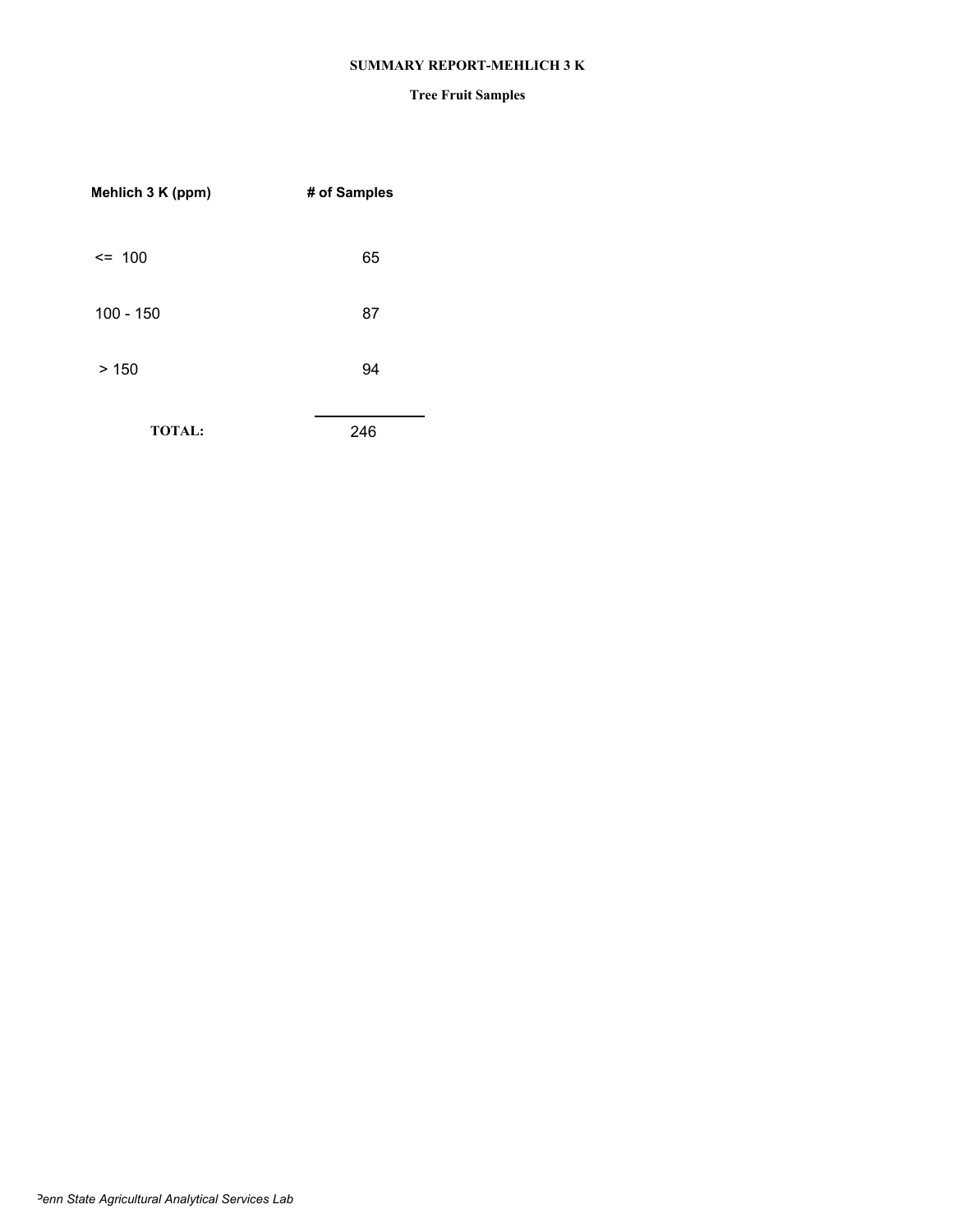# SUMMARY REPORT-MEHLICH 3 K

## Tree Fruit Samples

| Mehlich 3 K (ppm) | # of Samples |
|---|---|
| <= 100 | 65 |
| 100 - 150 | 87 |
| > 150 | 94 |
| **TOTAL:** | 246 |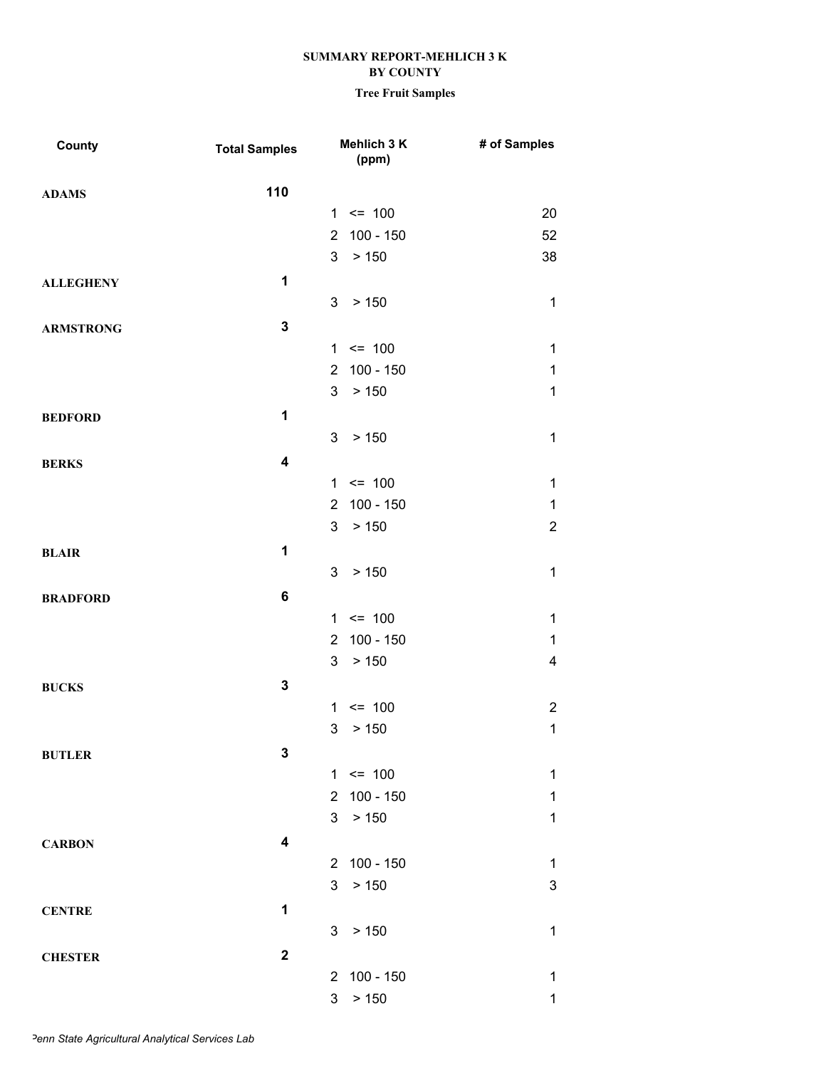**SUMMARY REPORT-MEHLICH 3 K**
**BY COUNTY**
**Tree Fruit Samples**

| County | Total Samples | Mehlich 3 K (ppm) | # of Samples |
|---|---|---|---|
| **ADAMS** | **110** | | |
| | | 1 <= 100 | 20 |
| | | 2 100 - 150 | 52 |
| | | 3 > 150 | 38 |
| **ALLEGHENY** | **1** | | |
| | | 3 > 150 | 1 |
| **ARMSTRONG** | **3** | | |
| | | 1 <= 100 | 1 |
| | | 2 100 - 150 | 1 |
| | | 3 > 150 | 1 |
| **BEDFORD** | **1** | | |
| | | 3 > 150 | 1 |
| **BERKS** | **4** | | |
| | | 1 <= 100 | 1 |
| | | 2 100 - 150 | 1 |
| | | 3 > 150 | 2 |
| **BLAIR** | **1** | | |
| | | 3 > 150 | 1 |
| **BRADFORD** | **6** | | |
| | | 1 <= 100 | 1 |
| | | 2 100 - 150 | 1 |
| | | 3 > 150 | 4 |
| **BUCKS** | **3** | | |
| | | 1 <= 100 | 2 |
| | | 3 > 150 | 1 |
| **BUTLER** | **3** | | |
| | | 1 <= 100 | 1 |
| | | 2 100 - 150 | 1 |
| | | 3 > 150 | 1 |
| **CARBON** | **4** | | |
| | | 2 100 - 150 | 1 |
| | | 3 > 150 | 3 |
| **CENTRE** | **1** | | |
| | | 3 > 150 | 1 |
| **CHESTER** | **2** | | |
| | | 2 100 - 150 | 1 |
| | | 3 > 150 | 1 |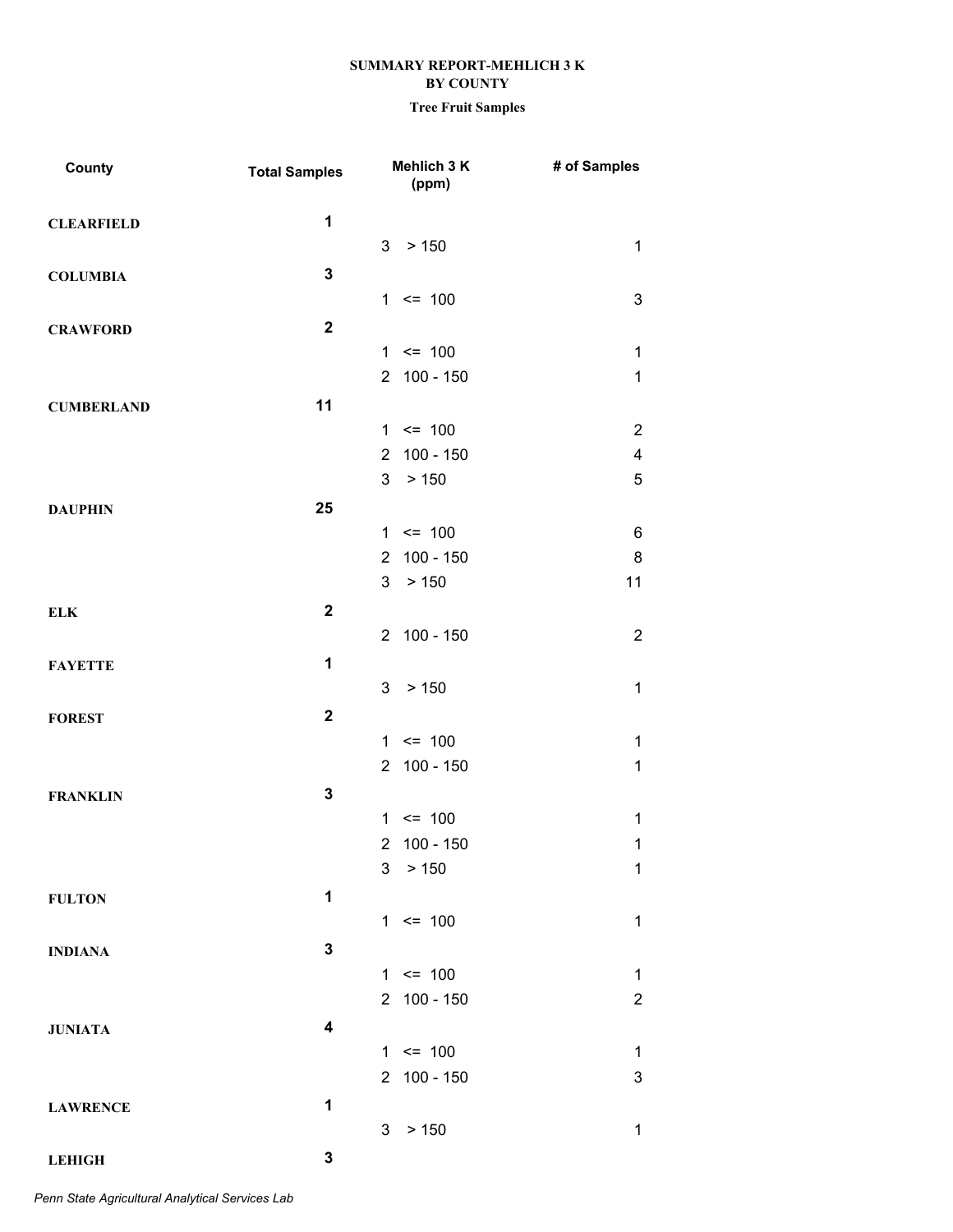**SUMMARY REPORT-MEHLICH 3 K**
**BY COUNTY**

**Tree Fruit Samples**

| County | Total Samples | Mehlich 3 K (ppm) | # of Samples |
|---|---|---|---|
| **CLEARFIELD** | **1** | | |
| | | 3 > 150 | 1 |
| **COLUMBIA** | **3** | | |
| | | 1 <= 100 | 3 |
| **CRAWFORD** | **2** | | |
| | | 1 <= 100 | 1 |
| | | 2 100 - 150 | 1 |
| **CUMBERLAND** | **11** | | |
| | | 1 <= 100 | 2 |
| | | 2 100 - 150 | 4 |
| | | 3 > 150 | 5 |
| **DAUPHIN** | **25** | | |
| | | 1 <= 100 | 6 |
| | | 2 100 - 150 | 8 |
| | | 3 > 150 | 11 |
| **ELK** | **2** | | |
| | | 2 100 - 150 | 2 |
| **FAYETTE** | **1** | | |
| | | 3 > 150 | 1 |
| **FOREST** | **2** | | |
| | | 1 <= 100 | 1 |
| | | 2 100 - 150 | 1 |
| **FRANKLIN** | **3** | | |
| | | 1 <= 100 | 1 |
| | | 2 100 - 150 | 1 |
| | | 3 > 150 | 1 |
| **FULTON** | **1** | | |
| | | 1 <= 100 | 1 |
| **INDIANA** | **3** | | |
| | | 1 <= 100 | 1 |
| | | 2 100 - 150 | 2 |
| **JUNIATA** | **4** | | |
| | | 1 <= 100 | 1 |
| | | 2 100 - 150 | 3 |
| **LAWRENCE** | **1** | | |
| | | 3 > 150 | 1 |
| **LEHIGH** | **3** | | |

*Penn State Agricultural Analytical Services Lab*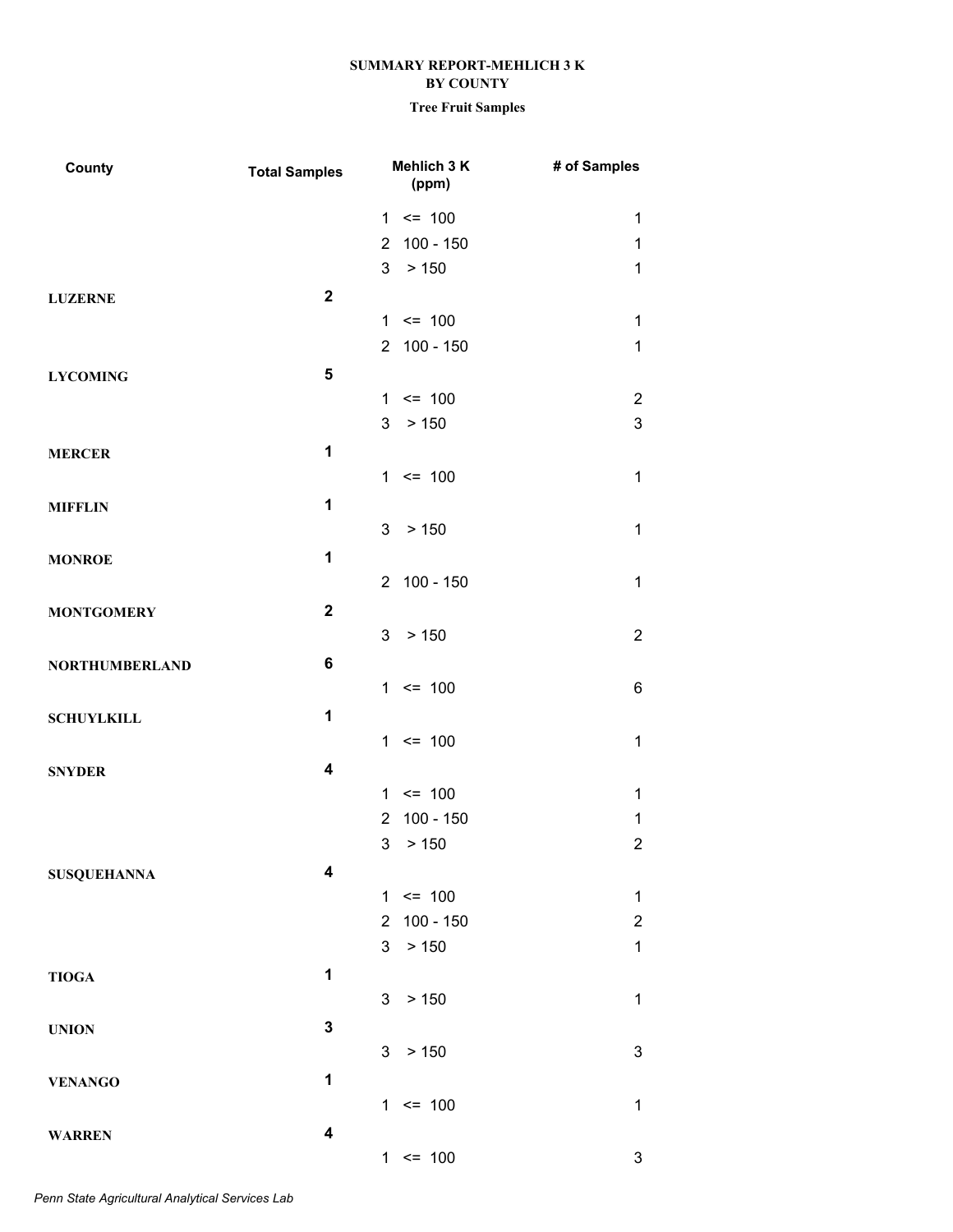**SUMMARY REPORT-MEHLICH 3 K**
**BY COUNTY**
**Tree Fruit Samples**

| County | Total Samples | Mehlich 3 K (ppm) | # of Samples |
|---|---|---|---|
| | | 1 <= 100 | 1 |
| | | 2 100 - 150 | 1 |
| | | 3 > 150 | 1 |
| **LUZERNE** | **2** | | |
| | | 1 <= 100 | 1 |
| | | 2 100 - 150 | 1 |
| **LYCOMING** | **5** | | |
| | | 1 <= 100 | 2 |
| | | 3 > 150 | 3 |
| **MERCER** | **1** | | |
| | | 1 <= 100 | 1 |
| **MIFFLIN** | **1** | | |
| | | 3 > 150 | 1 |
| **MONROE** | **1** | | |
| | | 2 100 - 150 | 1 |
| **MONTGOMERY** | **2** | | |
| | | 3 > 150 | 2 |
| **NORTHUMBERLAND** | **6** | | |
| | | 1 <= 100 | 6 |
| **SCHUYLKILL** | **1** | | |
| | | 1 <= 100 | 1 |
| **SNYDER** | **4** | | |
| | | 1 <= 100 | 1 |
| | | 2 100 - 150 | 1 |
| | | 3 > 150 | 2 |
| **SUSQUEHANNA** | **4** | | |
| | | 1 <= 100 | 1 |
| | | 2 100 - 150 | 2 |
| | | 3 > 150 | 1 |
| **TIOGA** | **1** | | |
| | | 3 > 150 | 1 |
| **UNION** | **3** | | |
| | | 3 > 150 | 3 |
| **VENANGO** | **1** | | |
| | | 1 <= 100 | 1 |
| **WARREN** | **4** | | |
| | | 1 <= 100 | 3 |

*Penn State Agricultural Analytical Services Lab*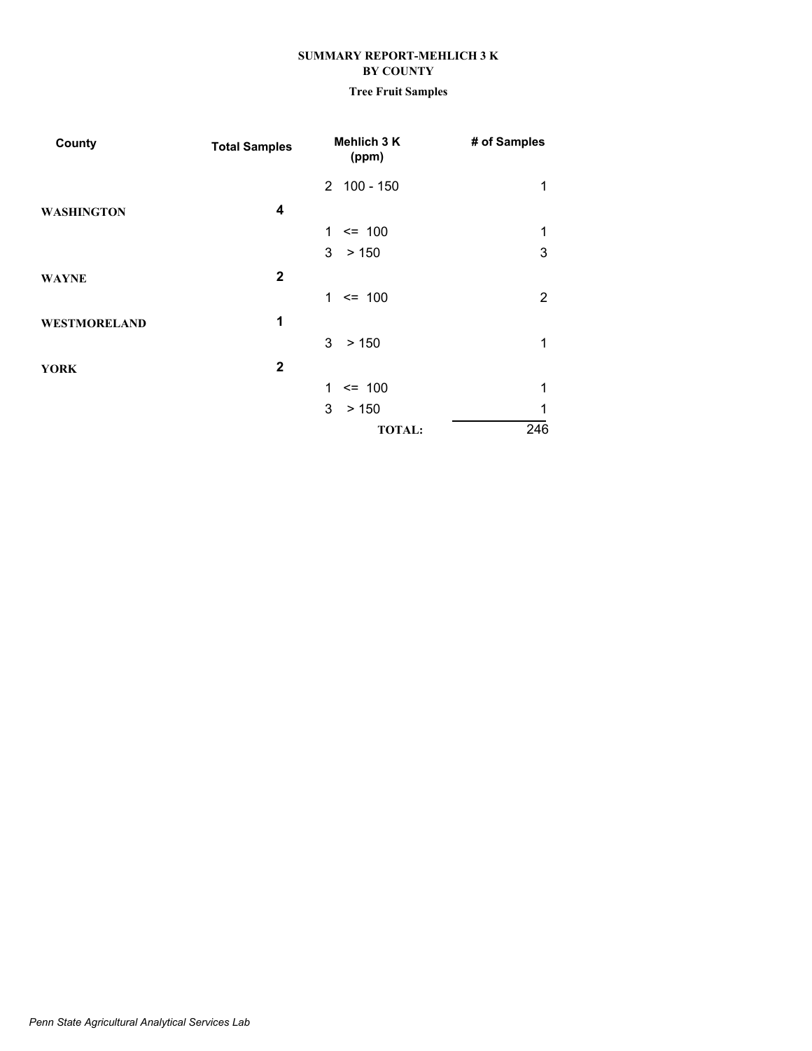**SUMMARY REPORT-MEHLICH 3 K**
**BY COUNTY**
**Tree Fruit Samples**

| County | Total Samples | Mehlich 3 K (ppm) | # of Samples |
|---|---|---|---|
| | | 2 100 - 150 | 1 |
| **WASHINGTON** | **4** | | |
| | | 1 <= 100 | 1 |
| | | 3 > 150 | 3 |
| **WAYNE** | **2** | | |
| | | 1 <= 100 | 2 |
| **WESTMORELAND** | **1** | | |
| | | 3 > 150 | 1 |
| **YORK** | **2** | | |
| | | 1 <= 100 | 1 |
| | | 3 > 150 | 1 |
| | | **TOTAL:** | 246 |

*Penn State Agricultural Analytical Services Lab*